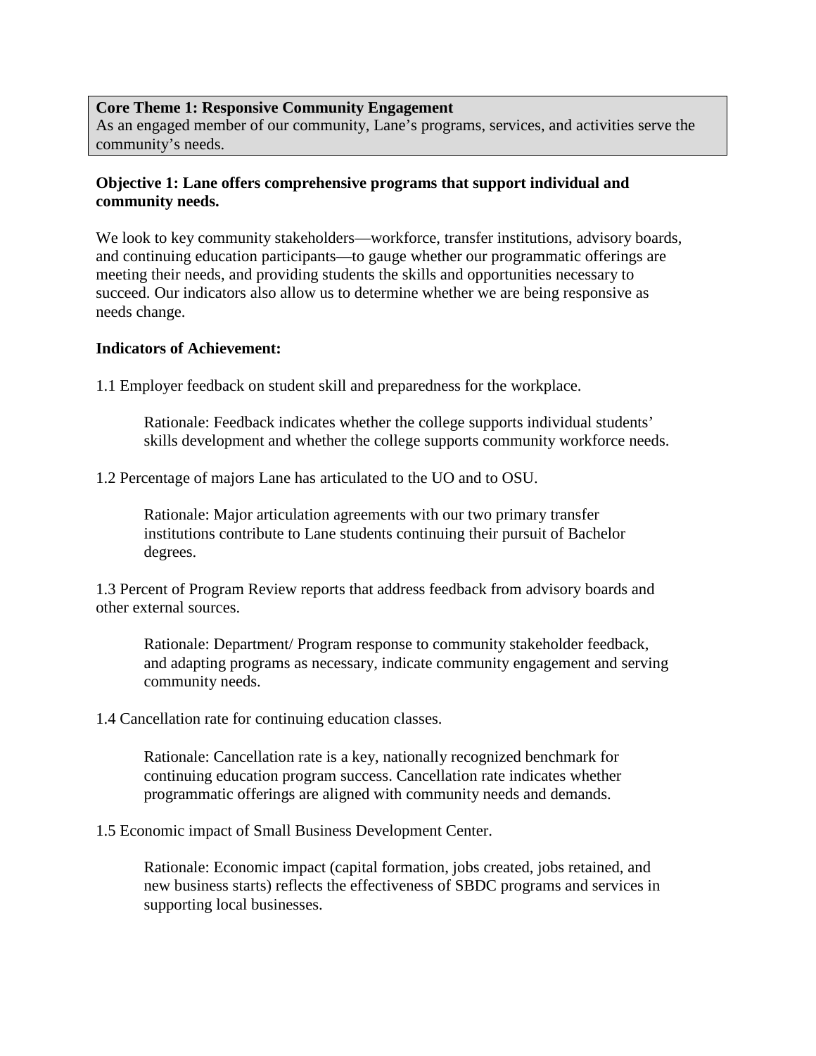**Core Theme 1: Responsive Community Engagement**
As an engaged member of our community, Lane's programs, services, and activities serve the community's needs.

**Objective 1: Lane offers comprehensive programs that support individual and community needs.**

We look to key community stakeholders—workforce, transfer institutions, advisory boards, and continuing education participants—to gauge whether our programmatic offerings are meeting their needs, and providing students the skills and opportunities necessary to succeed. Our indicators also allow us to determine whether we are being responsive as needs change.

**Indicators of Achievement:**

1.1 Employer feedback on student skill and preparedness for the workplace.

> Rationale: Feedback indicates whether the college supports individual students' skills development and whether the college supports community workforce needs.

1.2 Percentage of majors Lane has articulated to the UO and to OSU.

> Rationale: Major articulation agreements with our two primary transfer institutions contribute to Lane students continuing their pursuit of Bachelor degrees.

1.3 Percent of Program Review reports that address feedback from advisory boards and other external sources.

> Rationale: Department/ Program response to community stakeholder feedback, and adapting programs as necessary, indicate community engagement and serving community needs.

1.4 Cancellation rate for continuing education classes.

> Rationale: Cancellation rate is a key, nationally recognized benchmark for continuing education program success. Cancellation rate indicates whether programmatic offerings are aligned with community needs and demands.

1.5 Economic impact of Small Business Development Center.

> Rationale: Economic impact (capital formation, jobs created, jobs retained, and new business starts) reflects the effectiveness of SBDC programs and services in supporting local businesses.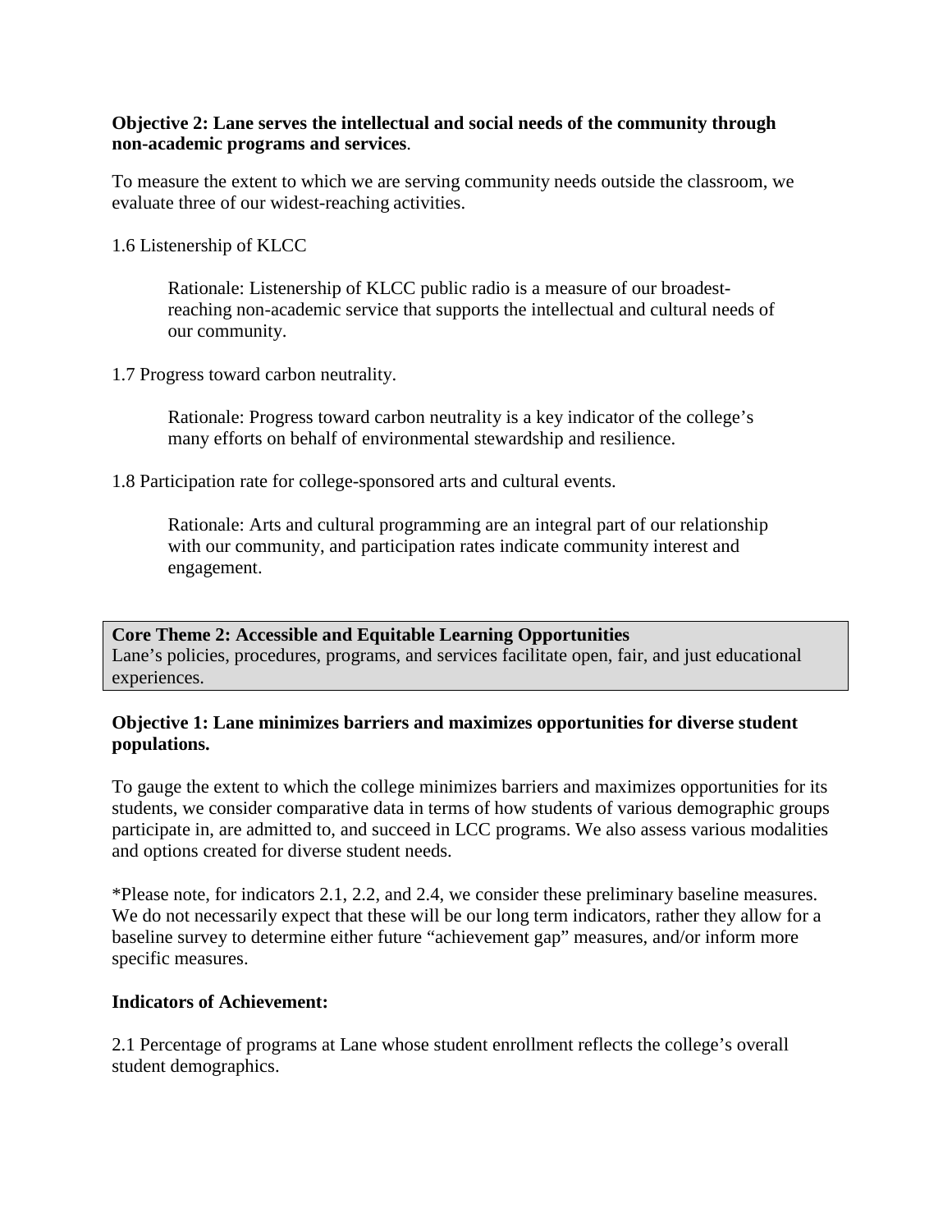**Objective 2: Lane serves the intellectual and social needs of the community through non-academic programs and services**.

To measure the extent to which we are serving community needs outside the classroom, we evaluate three of our widest-reaching activities.

1.6 Listenership of KLCC

> Rationale: Listenership of KLCC public radio is a measure of our broadest-reaching non-academic service that supports the intellectual and cultural needs of our community.

1.7 Progress toward carbon neutrality.

> Rationale: Progress toward carbon neutrality is a key indicator of the college's many efforts on behalf of environmental stewardship and resilience.

1.8 Participation rate for college-sponsored arts and cultural events.

> Rationale: Arts and cultural programming are an integral part of our relationship with our community, and participation rates indicate community interest and engagement.

**Core Theme 2: Accessible and Equitable Learning Opportunities**
Lane's policies, procedures, programs, and services facilitate open, fair, and just educational experiences.

**Objective 1: Lane minimizes barriers and maximizes opportunities for diverse student populations.**

To gauge the extent to which the college minimizes barriers and maximizes opportunities for its students, we consider comparative data in terms of how students of various demographic groups participate in, are admitted to, and succeed in LCC programs. We also assess various modalities and options created for diverse student needs.

*Please note, for indicators 2.1, 2.2, and 2.4, we consider these preliminary baseline measures. We do not necessarily expect that these will be our long term indicators, rather they allow for a baseline survey to determine either future "achievement gap" measures, and/or inform more specific measures.

**Indicators of Achievement:**

2.1 Percentage of programs at Lane whose student enrollment reflects the college's overall student demographics.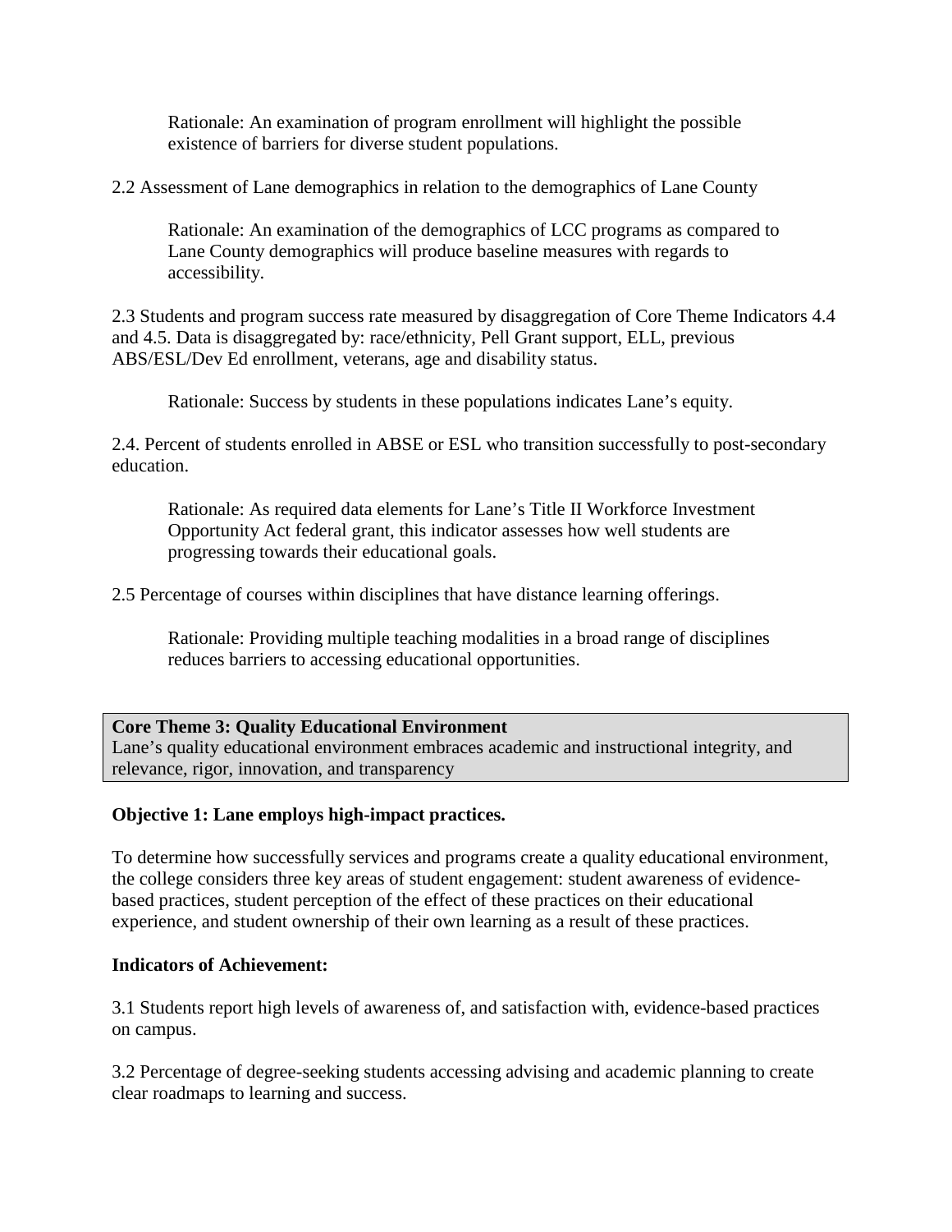Rationale: An examination of program enrollment will highlight the possible existence of barriers for diverse student populations.

2.2 Assessment of Lane demographics in relation to the demographics of Lane County

Rationale: An examination of the demographics of LCC programs as compared to Lane County demographics will produce baseline measures with regards to accessibility.

2.3 Students and program success rate measured by disaggregation of Core Theme Indicators 4.4 and 4.5. Data is disaggregated by: race/ethnicity, Pell Grant support, ELL, previous ABS/ESL/Dev Ed enrollment, veterans, age and disability status.

Rationale: Success by students in these populations indicates Lane's equity.

2.4. Percent of students enrolled in ABSE or ESL who transition successfully to post-secondary education.

Rationale: As required data elements for Lane's Title II Workforce Investment Opportunity Act federal grant, this indicator assesses how well students are progressing towards their educational goals.

2.5 Percentage of courses within disciplines that have distance learning offerings.

Rationale: Providing multiple teaching modalities in a broad range of disciplines reduces barriers to accessing educational opportunities.

**Core Theme 3: Quality Educational Environment**
Lane's quality educational environment embraces academic and instructional integrity, and relevance, rigor, innovation, and transparency

**Objective 1: Lane employs high-impact practices.**

To determine how successfully services and programs create a quality educational environment, the college considers three key areas of student engagement: student awareness of evidence-based practices, student perception of the effect of these practices on their educational experience, and student ownership of their own learning as a result of these practices.

**Indicators of Achievement:**

3.1 Students report high levels of awareness of, and satisfaction with, evidence-based practices on campus.

3.2 Percentage of degree-seeking students accessing advising and academic planning to create clear roadmaps to learning and success.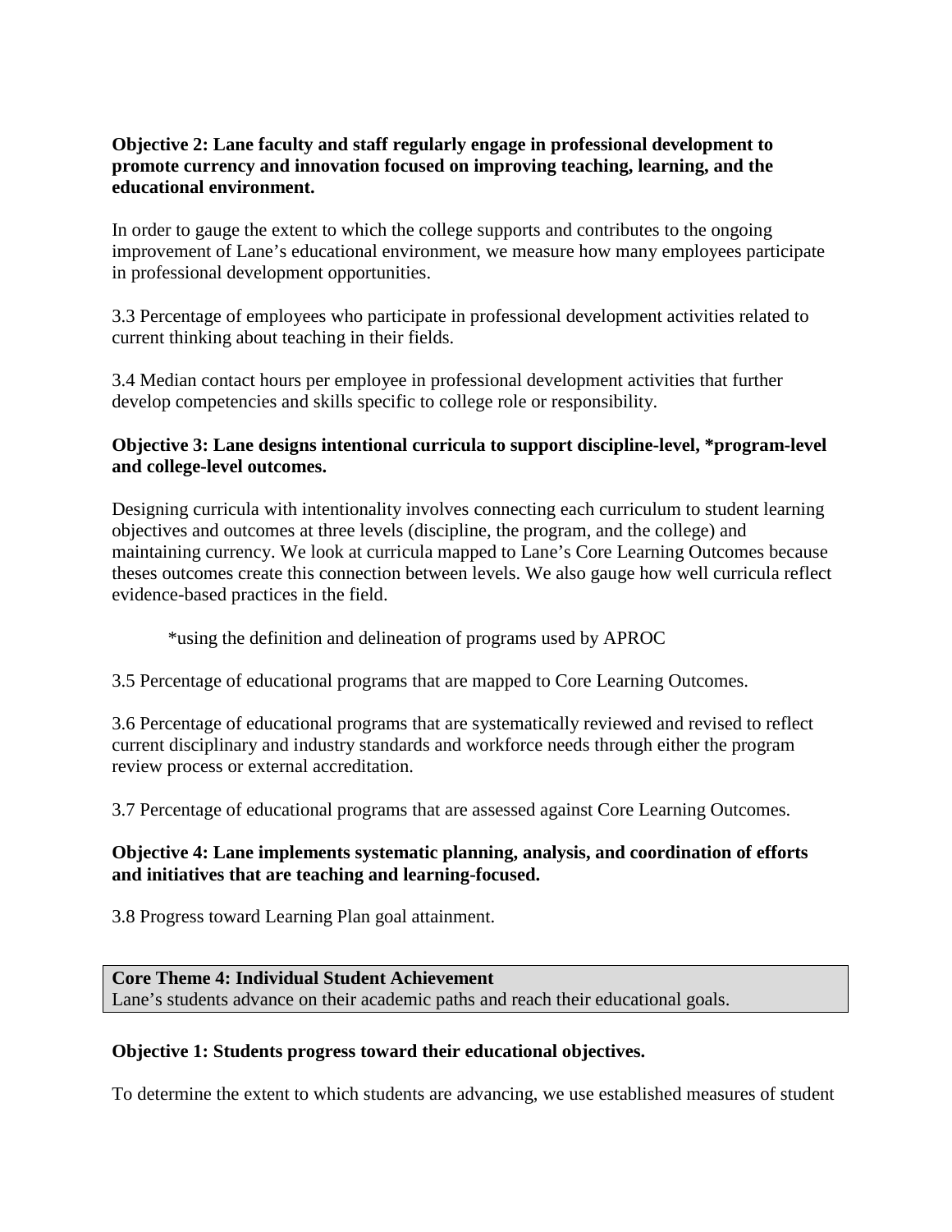**Objective 2: Lane faculty and staff regularly engage in professional development to promote currency and innovation focused on improving teaching, learning, and the educational environment.**

In order to gauge the extent to which the college supports and contributes to the ongoing improvement of Lane's educational environment, we measure how many employees participate in professional development opportunities.

3.3 Percentage of employees who participate in professional development activities related to current thinking about teaching in their fields.

3.4 Median contact hours per employee in professional development activities that further develop competencies and skills specific to college role or responsibility.

**Objective 3: Lane designs intentional curricula to support discipline-level, *program-level and college-level outcomes.**

Designing curricula with intentionality involves connecting each curriculum to student learning objectives and outcomes at three levels (discipline, the program, and the college) and maintaining currency. We look at curricula mapped to Lane's Core Learning Outcomes because theses outcomes create this connection between levels. We also gauge how well curricula reflect evidence-based practices in the field.

*using the definition and delineation of programs used by APROC

3.5 Percentage of educational programs that are mapped to Core Learning Outcomes.

3.6 Percentage of educational programs that are systematically reviewed and revised to reflect current disciplinary and industry standards and workforce needs through either the program review process or external accreditation.

3.7 Percentage of educational programs that are assessed against Core Learning Outcomes.

**Objective 4: Lane implements systematic planning, analysis, and coordination of efforts and initiatives that are teaching and learning-focused.**

3.8 Progress toward Learning Plan goal attainment.

**Core Theme 4: Individual Student Achievement**
Lane's students advance on their academic paths and reach their educational goals.

**Objective 1: Students progress toward their educational objectives.**

To determine the extent to which students are advancing, we use established measures of student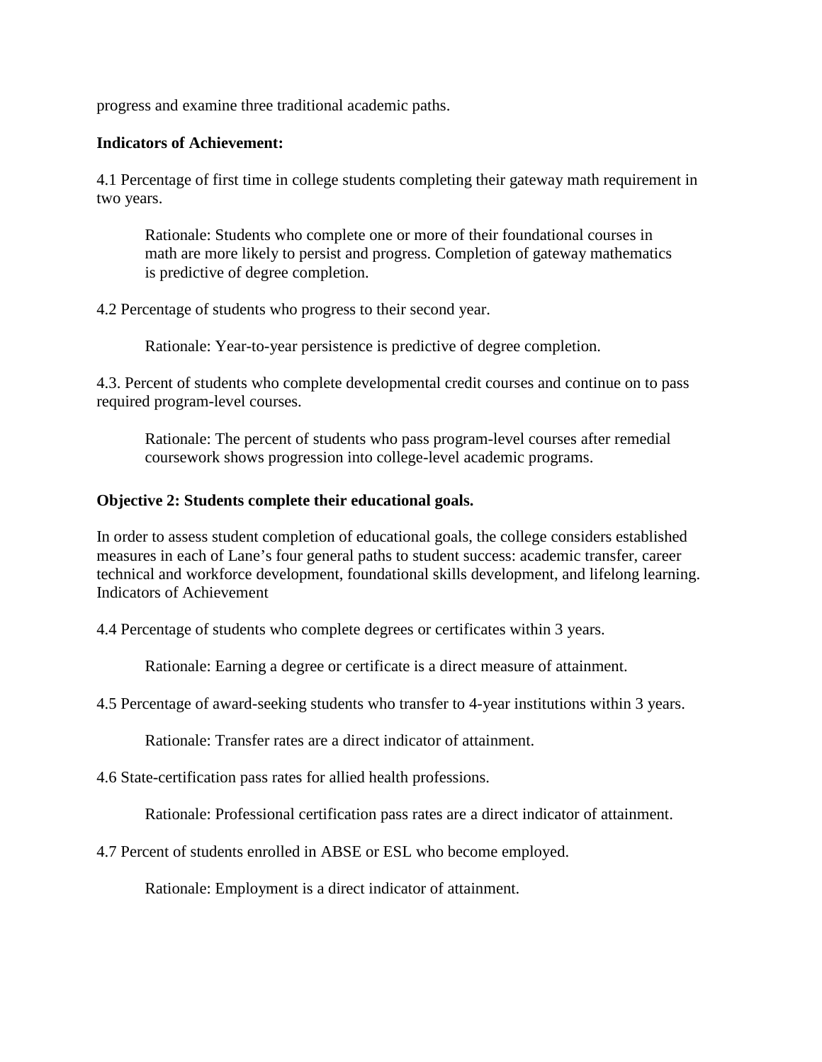progress and examine three traditional academic paths.

**Indicators of Achievement:**

4.1 Percentage of first time in college students completing their gateway math requirement in two years.

> Rationale: Students who complete one or more of their foundational courses in math are more likely to persist and progress. Completion of gateway mathematics is predictive of degree completion.

4.2 Percentage of students who progress to their second year.

> Rationale: Year-to-year persistence is predictive of degree completion.

4.3. Percent of students who complete developmental credit courses and continue on to pass required program-level courses.

> Rationale: The percent of students who pass program-level courses after remedial coursework shows progression into college-level academic programs.

**Objective 2: Students complete their educational goals.**

In order to assess student completion of educational goals, the college considers established measures in each of Lane's four general paths to student success: academic transfer, career technical and workforce development, foundational skills development, and lifelong learning. Indicators of Achievement

4.4 Percentage of students who complete degrees or certificates within 3 years.

> Rationale: Earning a degree or certificate is a direct measure of attainment.

4.5 Percentage of award-seeking students who transfer to 4-year institutions within 3 years.

> Rationale: Transfer rates are a direct indicator of attainment.

4.6 State-certification pass rates for allied health professions.

> Rationale: Professional certification pass rates are a direct indicator of attainment.

4.7 Percent of students enrolled in ABSE or ESL who become employed.

> Rationale: Employment is a direct indicator of attainment.